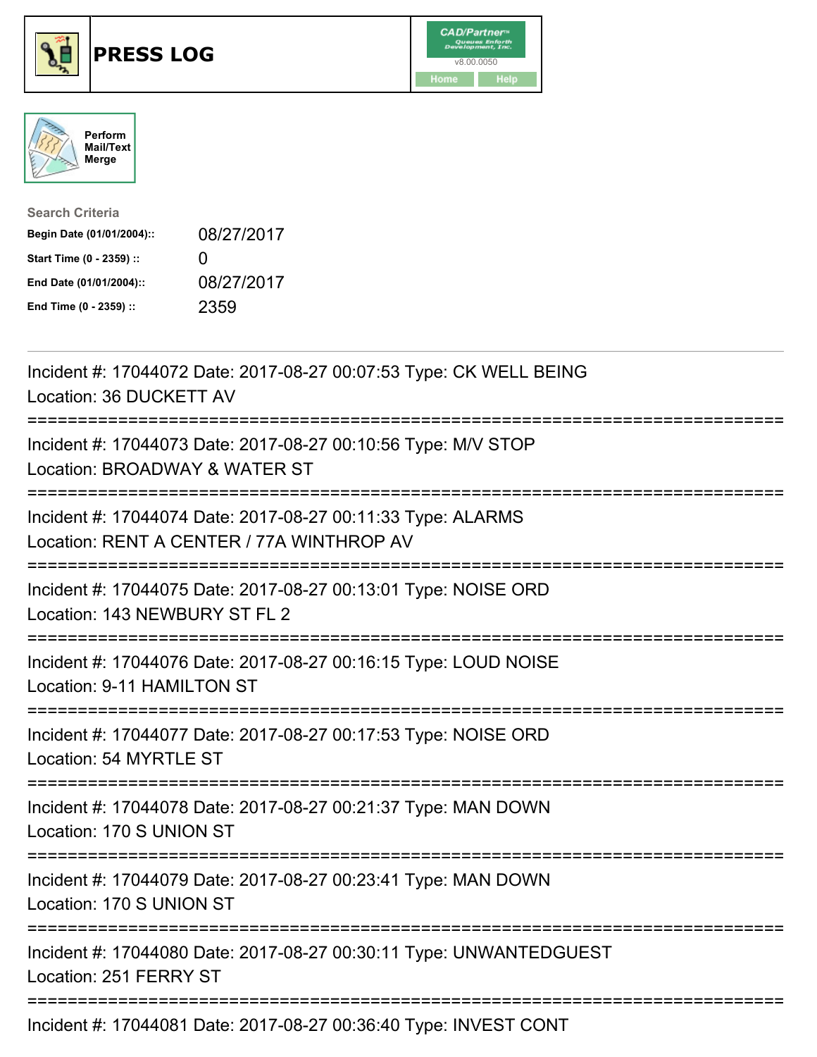# PRESS LOG

Perform Mail/Text Merge

**Search Criteria**

| | |
|---|---|
| **Begin Date (01/01/2004)::** | 08/27/2017 |
| **Start Time (0 - 2359) ::** | 0 |
| **End Date (01/01/2004)::** | 08/27/2017 |
| **End Time (0 - 2359) ::** | 2359 |

---

Incident #: 17044072 Date: 2017-08-27 00:07:53 Type: CK WELL BEING
Location: 36 DUCKETT AV

===========================================================================

Incident #: 17044073 Date: 2017-08-27 00:10:56 Type: M/V STOP
Location: BROADWAY & WATER ST

===========================================================================

Incident #: 17044074 Date: 2017-08-27 00:11:33 Type: ALARMS
Location: RENT A CENTER / 77A WINTHROP AV

===========================================================================

Incident #: 17044075 Date: 2017-08-27 00:13:01 Type: NOISE ORD
Location: 143 NEWBURY ST FL 2

===========================================================================

Incident #: 17044076 Date: 2017-08-27 00:16:15 Type: LOUD NOISE
Location: 9-11 HAMILTON ST

===========================================================================

Incident #: 17044077 Date: 2017-08-27 00:17:53 Type: NOISE ORD
Location: 54 MYRTLE ST

===========================================================================

Incident #: 17044078 Date: 2017-08-27 00:21:37 Type: MAN DOWN
Location: 170 S UNION ST

===========================================================================

Incident #: 17044079 Date: 2017-08-27 00:23:41 Type: MAN DOWN
Location: 170 S UNION ST

===========================================================================

Incident #: 17044080 Date: 2017-08-27 00:30:11 Type: UNWANTEDGUEST
Location: 251 FERRY ST

===========================================================================

Incident #: 17044081 Date: 2017-08-27 00:36:40 Type: INVEST CONT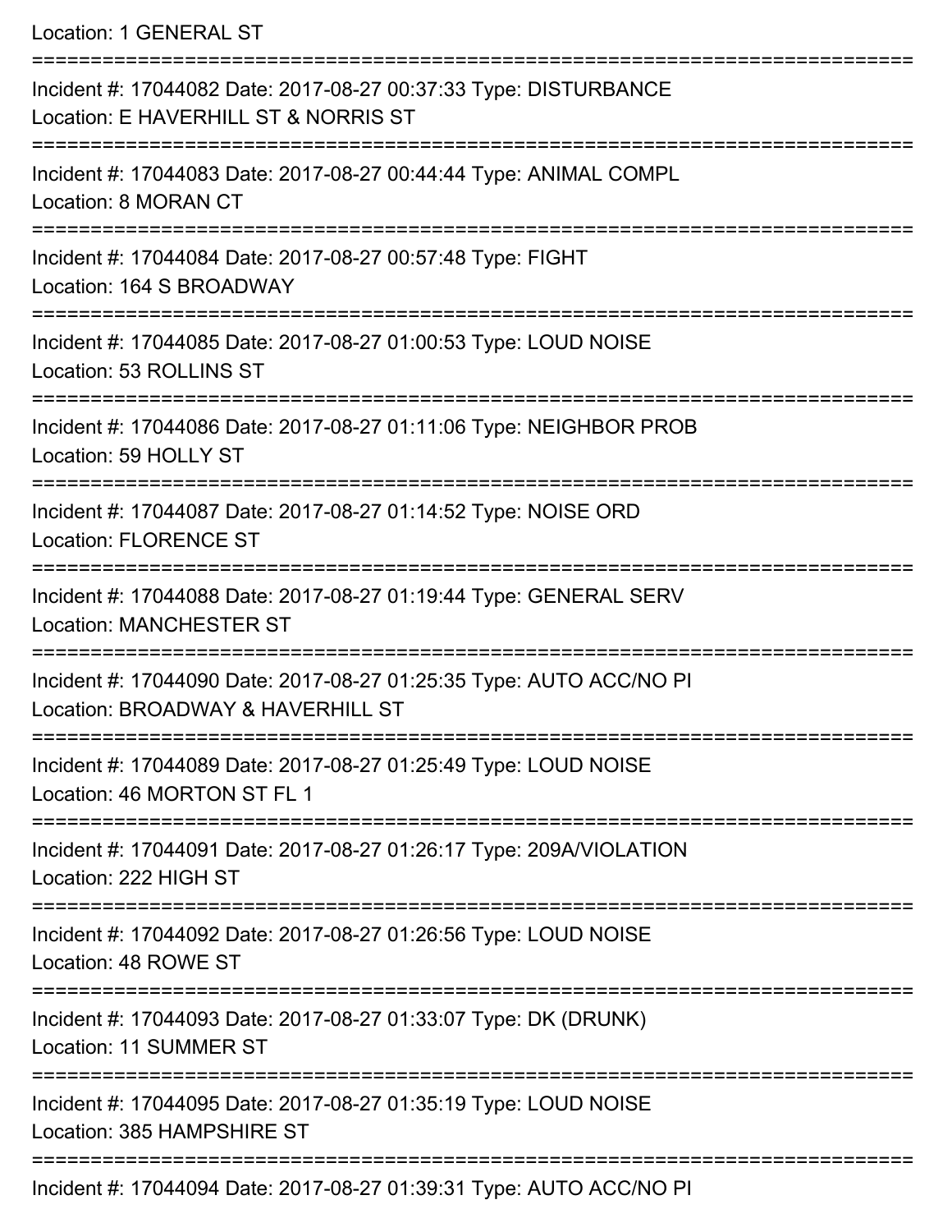Location: 1 GENERAL ST

===========================================================================

Incident #: 17044082 Date: 2017-08-27 00:37:33 Type: DISTURBANCE
Location: E HAVERHILL ST & NORRIS ST

===========================================================================

Incident #: 17044083 Date: 2017-08-27 00:44:44 Type: ANIMAL COMPL
Location: 8 MORAN CT

===========================================================================

Incident #: 17044084 Date: 2017-08-27 00:57:48 Type: FIGHT
Location: 164 S BROADWAY

===========================================================================

Incident #: 17044085 Date: 2017-08-27 01:00:53 Type: LOUD NOISE
Location: 53 ROLLINS ST

===========================================================================

Incident #: 17044086 Date: 2017-08-27 01:11:06 Type: NEIGHBOR PROB
Location: 59 HOLLY ST

===========================================================================

Incident #: 17044087 Date: 2017-08-27 01:14:52 Type: NOISE ORD
Location: FLORENCE ST

===========================================================================

Incident #: 17044088 Date: 2017-08-27 01:19:44 Type: GENERAL SERV
Location: MANCHESTER ST

===========================================================================

Incident #: 17044090 Date: 2017-08-27 01:25:35 Type: AUTO ACC/NO PI
Location: BROADWAY & HAVERHILL ST

===========================================================================

Incident #: 17044089 Date: 2017-08-27 01:25:49 Type: LOUD NOISE
Location: 46 MORTON ST FL 1

===========================================================================

Incident #: 17044091 Date: 2017-08-27 01:26:17 Type: 209A/VIOLATION
Location: 222 HIGH ST

===========================================================================

Incident #: 17044092 Date: 2017-08-27 01:26:56 Type: LOUD NOISE
Location: 48 ROWE ST

===========================================================================

Incident #: 17044093 Date: 2017-08-27 01:33:07 Type: DK (DRUNK)
Location: 11 SUMMER ST

===========================================================================

Incident #: 17044095 Date: 2017-08-27 01:35:19 Type: LOUD NOISE
Location: 385 HAMPSHIRE ST

===========================================================================

Incident #: 17044094 Date: 2017-08-27 01:39:31 Type: AUTO ACC/NO PI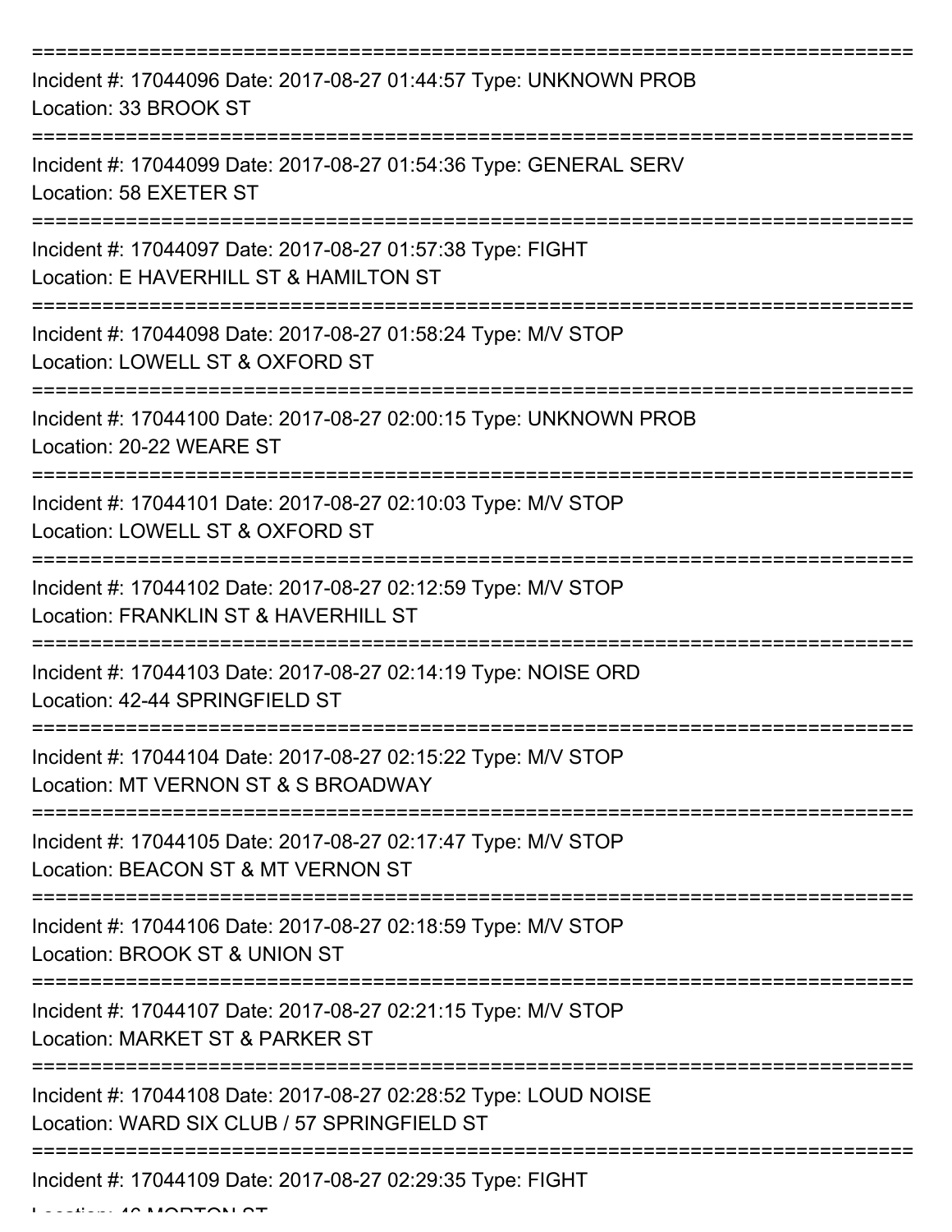===========================================================================

Incident #: 17044096 Date: 2017-08-27 01:44:57 Type: UNKNOWN PROB
Location: 33 BROOK ST

===========================================================================

Incident #: 17044099 Date: 2017-08-27 01:54:36 Type: GENERAL SERV
Location: 58 EXETER ST

===========================================================================

Incident #: 17044097 Date: 2017-08-27 01:57:38 Type: FIGHT
Location: E HAVERHILL ST & HAMILTON ST

===========================================================================

Incident #: 17044098 Date: 2017-08-27 01:58:24 Type: M/V STOP
Location: LOWELL ST & OXFORD ST

===========================================================================

Incident #: 17044100 Date: 2017-08-27 02:00:15 Type: UNKNOWN PROB
Location: 20-22 WEARE ST

===========================================================================

Incident #: 17044101 Date: 2017-08-27 02:10:03 Type: M/V STOP
Location: LOWELL ST & OXFORD ST

===========================================================================

Incident #: 17044102 Date: 2017-08-27 02:12:59 Type: M/V STOP
Location: FRANKLIN ST & HAVERHILL ST

===========================================================================

Incident #: 17044103 Date: 2017-08-27 02:14:19 Type: NOISE ORD
Location: 42-44 SPRINGFIELD ST

===========================================================================

Incident #: 17044104 Date: 2017-08-27 02:15:22 Type: M/V STOP
Location: MT VERNON ST & S BROADWAY

===========================================================================

Incident #: 17044105 Date: 2017-08-27 02:17:47 Type: M/V STOP
Location: BEACON ST & MT VERNON ST

===========================================================================

Incident #: 17044106 Date: 2017-08-27 02:18:59 Type: M/V STOP
Location: BROOK ST & UNION ST

===========================================================================

Incident #: 17044107 Date: 2017-08-27 02:21:15 Type: M/V STOP
Location: MARKET ST & PARKER ST

===========================================================================

Incident #: 17044108 Date: 2017-08-27 02:28:52 Type: LOUD NOISE
Location: WARD SIX CLUB / 57 SPRINGFIELD ST

===========================================================================

Incident #: 17044109 Date: 2017-08-27 02:29:35 Type: FIGHT
Location: 46 MORTON ST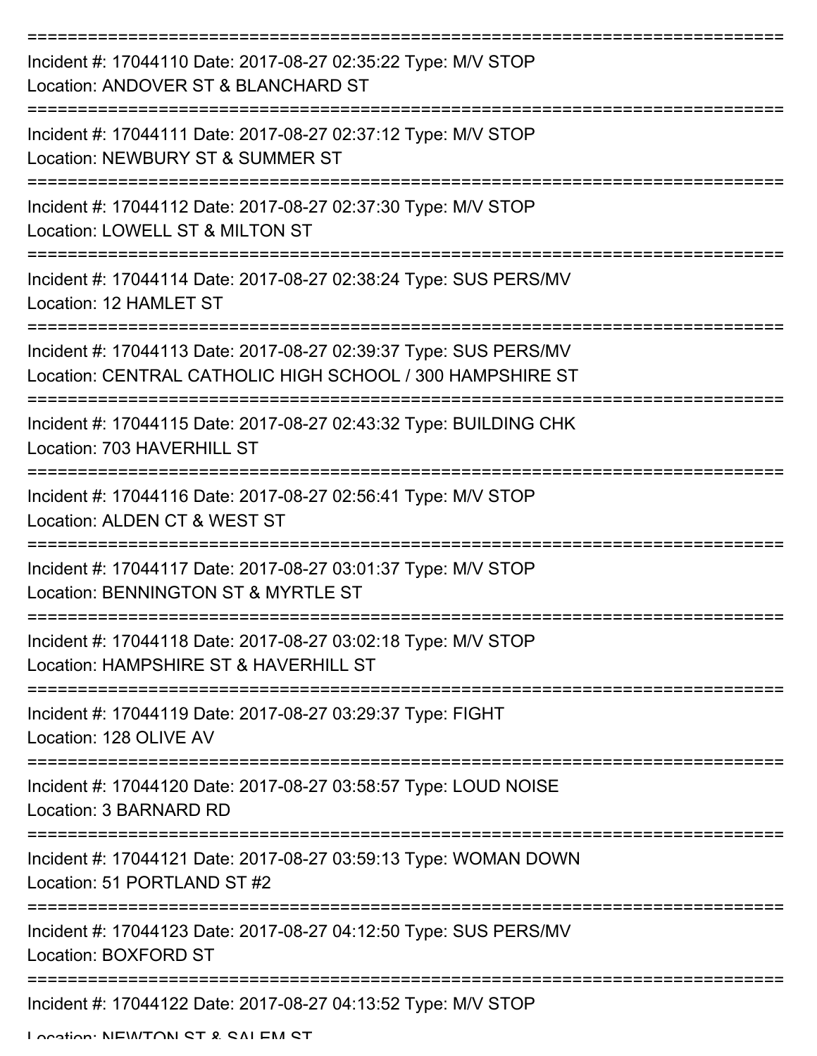===========================================================================

Incident #: 17044110 Date: 2017-08-27 02:35:22 Type: M/V STOP
Location: ANDOVER ST & BLANCHARD ST

===========================================================================

Incident #: 17044111 Date: 2017-08-27 02:37:12 Type: M/V STOP
Location: NEWBURY ST & SUMMER ST

===========================================================================

Incident #: 17044112 Date: 2017-08-27 02:37:30 Type: M/V STOP
Location: LOWELL ST & MILTON ST

===========================================================================

Incident #: 17044114 Date: 2017-08-27 02:38:24 Type: SUS PERS/MV
Location: 12 HAMLET ST

===========================================================================

Incident #: 17044113 Date: 2017-08-27 02:39:37 Type: SUS PERS/MV
Location: CENTRAL CATHOLIC HIGH SCHOOL / 300 HAMPSHIRE ST

===========================================================================

Incident #: 17044115 Date: 2017-08-27 02:43:32 Type: BUILDING CHK
Location: 703 HAVERHILL ST

===========================================================================

Incident #: 17044116 Date: 2017-08-27 02:56:41 Type: M/V STOP
Location: ALDEN CT & WEST ST

===========================================================================

Incident #: 17044117 Date: 2017-08-27 03:01:37 Type: M/V STOP
Location: BENNINGTON ST & MYRTLE ST

===========================================================================

Incident #: 17044118 Date: 2017-08-27 03:02:18 Type: M/V STOP
Location: HAMPSHIRE ST & HAVERHILL ST

===========================================================================

Incident #: 17044119 Date: 2017-08-27 03:29:37 Type: FIGHT
Location: 128 OLIVE AV

===========================================================================

Incident #: 17044120 Date: 2017-08-27 03:58:57 Type: LOUD NOISE
Location: 3 BARNARD RD

===========================================================================

Incident #: 17044121 Date: 2017-08-27 03:59:13 Type: WOMAN DOWN
Location: 51 PORTLAND ST #2

===========================================================================

Incident #: 17044123 Date: 2017-08-27 04:12:50 Type: SUS PERS/MV
Location: BOXFORD ST

===========================================================================

Incident #: 17044122 Date: 2017-08-27 04:13:52 Type: M/V STOP
Location: NEWTON ST & SALEM ST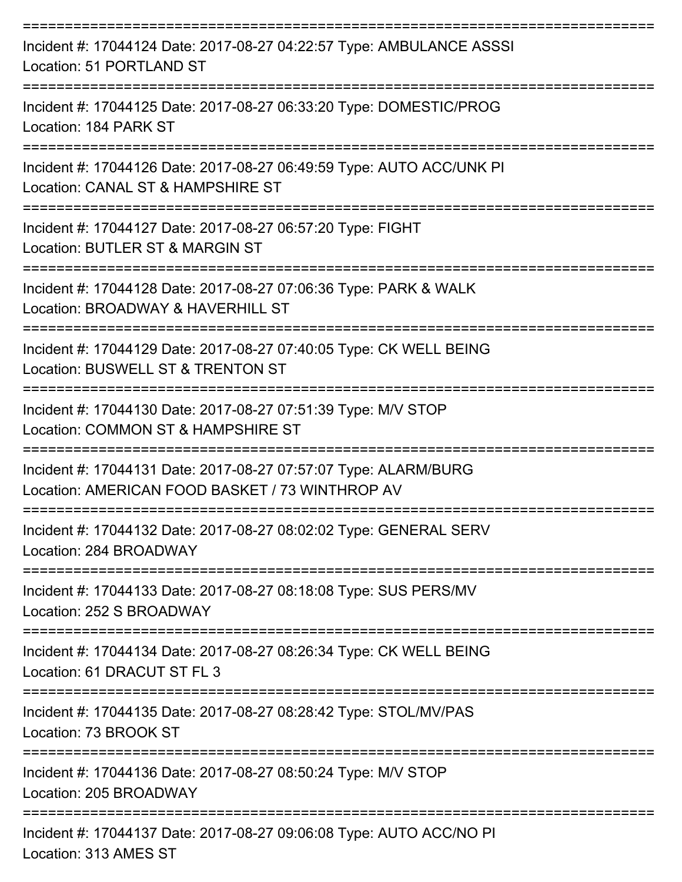===========================================================================

Incident #: 17044124 Date: 2017-08-27 04:22:57 Type: AMBULANCE ASSSI
Location: 51 PORTLAND ST

===========================================================================

Incident #: 17044125 Date: 2017-08-27 06:33:20 Type: DOMESTIC/PROG
Location: 184 PARK ST

===========================================================================

Incident #: 17044126 Date: 2017-08-27 06:49:59 Type: AUTO ACC/UNK PI
Location: CANAL ST & HAMPSHIRE ST

===========================================================================

Incident #: 17044127 Date: 2017-08-27 06:57:20 Type: FIGHT
Location: BUTLER ST & MARGIN ST

===========================================================================

Incident #: 17044128 Date: 2017-08-27 07:06:36 Type: PARK & WALK
Location: BROADWAY & HAVERHILL ST

===========================================================================

Incident #: 17044129 Date: 2017-08-27 07:40:05 Type: CK WELL BEING
Location: BUSWELL ST & TRENTON ST

===========================================================================

Incident #: 17044130 Date: 2017-08-27 07:51:39 Type: M/V STOP
Location: COMMON ST & HAMPSHIRE ST

===========================================================================

Incident #: 17044131 Date: 2017-08-27 07:57:07 Type: ALARM/BURG
Location: AMERICAN FOOD BASKET / 73 WINTHROP AV

===========================================================================

Incident #: 17044132 Date: 2017-08-27 08:02:02 Type: GENERAL SERV
Location: 284 BROADWAY

===========================================================================

Incident #: 17044133 Date: 2017-08-27 08:18:08 Type: SUS PERS/MV
Location: 252 S BROADWAY

===========================================================================

Incident #: 17044134 Date: 2017-08-27 08:26:34 Type: CK WELL BEING
Location: 61 DRACUT ST FL 3

===========================================================================

Incident #: 17044135 Date: 2017-08-27 08:28:42 Type: STOL/MV/PAS
Location: 73 BROOK ST

===========================================================================

Incident #: 17044136 Date: 2017-08-27 08:50:24 Type: M/V STOP
Location: 205 BROADWAY

===========================================================================

Incident #: 17044137 Date: 2017-08-27 09:06:08 Type: AUTO ACC/NO PI
Location: 313 AMES ST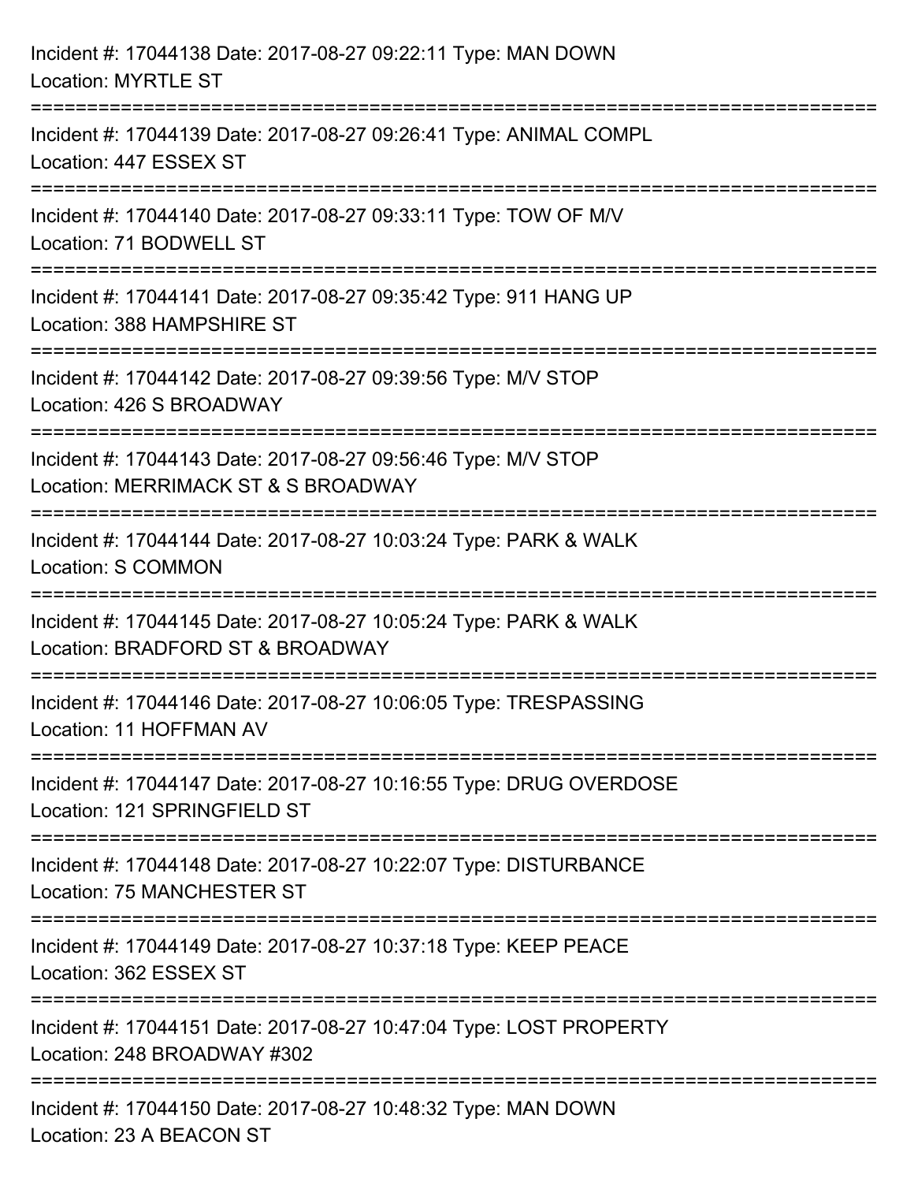Incident #: 17044138 Date: 2017-08-27 09:22:11 Type: MAN DOWN
Location: MYRTLE ST

===========================================================================

Incident #: 17044139 Date: 2017-08-27 09:26:41 Type: ANIMAL COMPL
Location: 447 ESSEX ST

===========================================================================

Incident #: 17044140 Date: 2017-08-27 09:33:11 Type: TOW OF M/V
Location: 71 BODWELL ST

===========================================================================

Incident #: 17044141 Date: 2017-08-27 09:35:42 Type: 911 HANG UP
Location: 388 HAMPSHIRE ST

===========================================================================

Incident #: 17044142 Date: 2017-08-27 09:39:56 Type: M/V STOP
Location: 426 S BROADWAY

===========================================================================

Incident #: 17044143 Date: 2017-08-27 09:56:46 Type: M/V STOP
Location: MERRIMACK ST & S BROADWAY

===========================================================================

Incident #: 17044144 Date: 2017-08-27 10:03:24 Type: PARK & WALK
Location: S COMMON

===========================================================================

Incident #: 17044145 Date: 2017-08-27 10:05:24 Type: PARK & WALK
Location: BRADFORD ST & BROADWAY

===========================================================================

Incident #: 17044146 Date: 2017-08-27 10:06:05 Type: TRESPASSING
Location: 11 HOFFMAN AV

===========================================================================

Incident #: 17044147 Date: 2017-08-27 10:16:55 Type: DRUG OVERDOSE
Location: 121 SPRINGFIELD ST

===========================================================================

Incident #: 17044148 Date: 2017-08-27 10:22:07 Type: DISTURBANCE
Location: 75 MANCHESTER ST

===========================================================================

Incident #: 17044149 Date: 2017-08-27 10:37:18 Type: KEEP PEACE
Location: 362 ESSEX ST

===========================================================================

Incident #: 17044151 Date: 2017-08-27 10:47:04 Type: LOST PROPERTY
Location: 248 BROADWAY #302

===========================================================================

Incident #: 17044150 Date: 2017-08-27 10:48:32 Type: MAN DOWN
Location: 23 A BEACON ST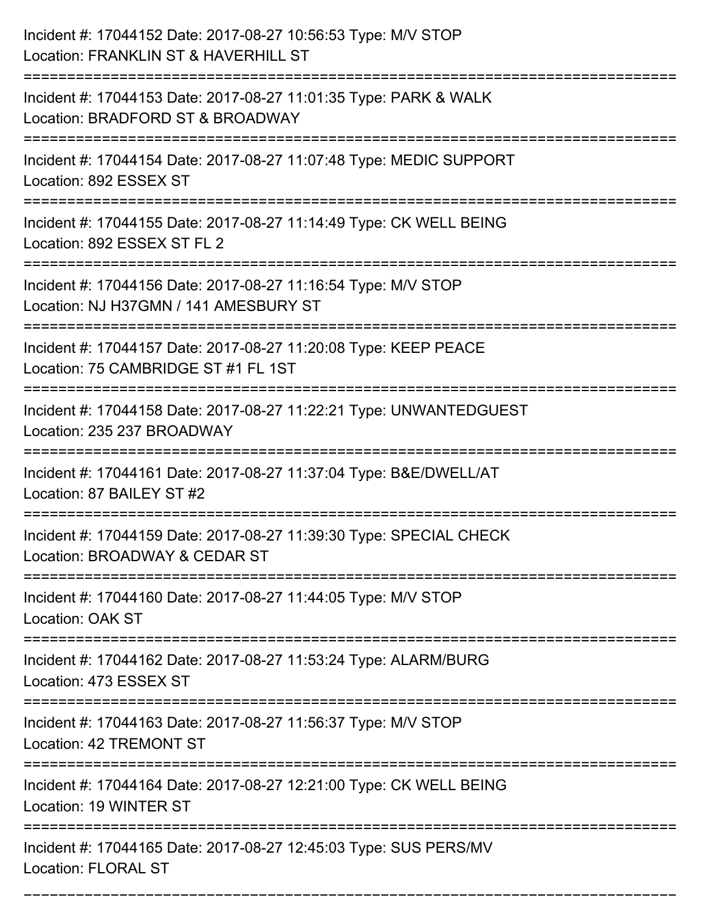Incident #: 17044152 Date: 2017-08-27 10:56:53 Type: M/V STOP
Location: FRANKLIN ST & HAVERHILL ST

===========================================================================

Incident #: 17044153 Date: 2017-08-27 11:01:35 Type: PARK & WALK
Location: BRADFORD ST & BROADWAY

===========================================================================

Incident #: 17044154 Date: 2017-08-27 11:07:48 Type: MEDIC SUPPORT
Location: 892 ESSEX ST

===========================================================================

Incident #: 17044155 Date: 2017-08-27 11:14:49 Type: CK WELL BEING
Location: 892 ESSEX ST FL 2

===========================================================================

Incident #: 17044156 Date: 2017-08-27 11:16:54 Type: M/V STOP
Location: NJ H37GMN / 141 AMESBURY ST

===========================================================================

Incident #: 17044157 Date: 2017-08-27 11:20:08 Type: KEEP PEACE
Location: 75 CAMBRIDGE ST #1 FL 1ST

===========================================================================

Incident #: 17044158 Date: 2017-08-27 11:22:21 Type: UNWANTEDGUEST
Location: 235 237 BROADWAY

===========================================================================

Incident #: 17044161 Date: 2017-08-27 11:37:04 Type: B&E/DWELL/AT
Location: 87 BAILEY ST #2

===========================================================================

Incident #: 17044159 Date: 2017-08-27 11:39:30 Type: SPECIAL CHECK
Location: BROADWAY & CEDAR ST

===========================================================================

Incident #: 17044160 Date: 2017-08-27 11:44:05 Type: M/V STOP
Location: OAK ST

===========================================================================

Incident #: 17044162 Date: 2017-08-27 11:53:24 Type: ALARM/BURG
Location: 473 ESSEX ST

===========================================================================

Incident #: 17044163 Date: 2017-08-27 11:56:37 Type: M/V STOP
Location: 42 TREMONT ST

===========================================================================

Incident #: 17044164 Date: 2017-08-27 12:21:00 Type: CK WELL BEING
Location: 19 WINTER ST

===========================================================================

Incident #: 17044165 Date: 2017-08-27 12:45:03 Type: SUS PERS/MV
Location: FLORAL ST

===========================================================================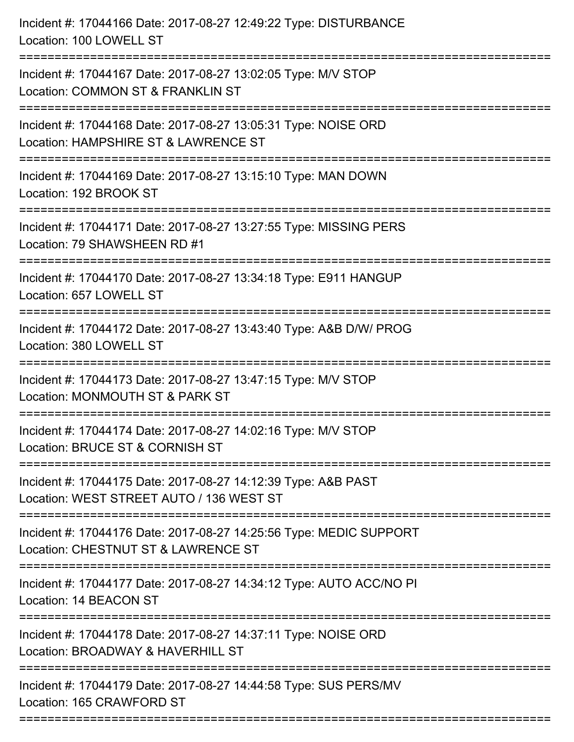Incident #: 17044166 Date: 2017-08-27 12:49:22 Type: DISTURBANCE
Location: 100 LOWELL ST

===========================================================================

Incident #: 17044167 Date: 2017-08-27 13:02:05 Type: M/V STOP
Location: COMMON ST & FRANKLIN ST

===========================================================================

Incident #: 17044168 Date: 2017-08-27 13:05:31 Type: NOISE ORD
Location: HAMPSHIRE ST & LAWRENCE ST

===========================================================================

Incident #: 17044169 Date: 2017-08-27 13:15:10 Type: MAN DOWN
Location: 192 BROOK ST

===========================================================================

Incident #: 17044171 Date: 2017-08-27 13:27:55 Type: MISSING PERS
Location: 79 SHAWSHEEN RD #1

===========================================================================

Incident #: 17044170 Date: 2017-08-27 13:34:18 Type: E911 HANGUP
Location: 657 LOWELL ST

===========================================================================

Incident #: 17044172 Date: 2017-08-27 13:43:40 Type: A&B D/W/ PROG
Location: 380 LOWELL ST

===========================================================================

Incident #: 17044173 Date: 2017-08-27 13:47:15 Type: M/V STOP
Location: MONMOUTH ST & PARK ST

===========================================================================

Incident #: 17044174 Date: 2017-08-27 14:02:16 Type: M/V STOP
Location: BRUCE ST & CORNISH ST

===========================================================================

Incident #: 17044175 Date: 2017-08-27 14:12:39 Type: A&B PAST
Location: WEST STREET AUTO / 136 WEST ST

===========================================================================

Incident #: 17044176 Date: 2017-08-27 14:25:56 Type: MEDIC SUPPORT
Location: CHESTNUT ST & LAWRENCE ST

===========================================================================

Incident #: 17044177 Date: 2017-08-27 14:34:12 Type: AUTO ACC/NO PI
Location: 14 BEACON ST

===========================================================================

Incident #: 17044178 Date: 2017-08-27 14:37:11 Type: NOISE ORD
Location: BROADWAY & HAVERHILL ST

===========================================================================

Incident #: 17044179 Date: 2017-08-27 14:44:58 Type: SUS PERS/MV
Location: 165 CRAWFORD ST

===========================================================================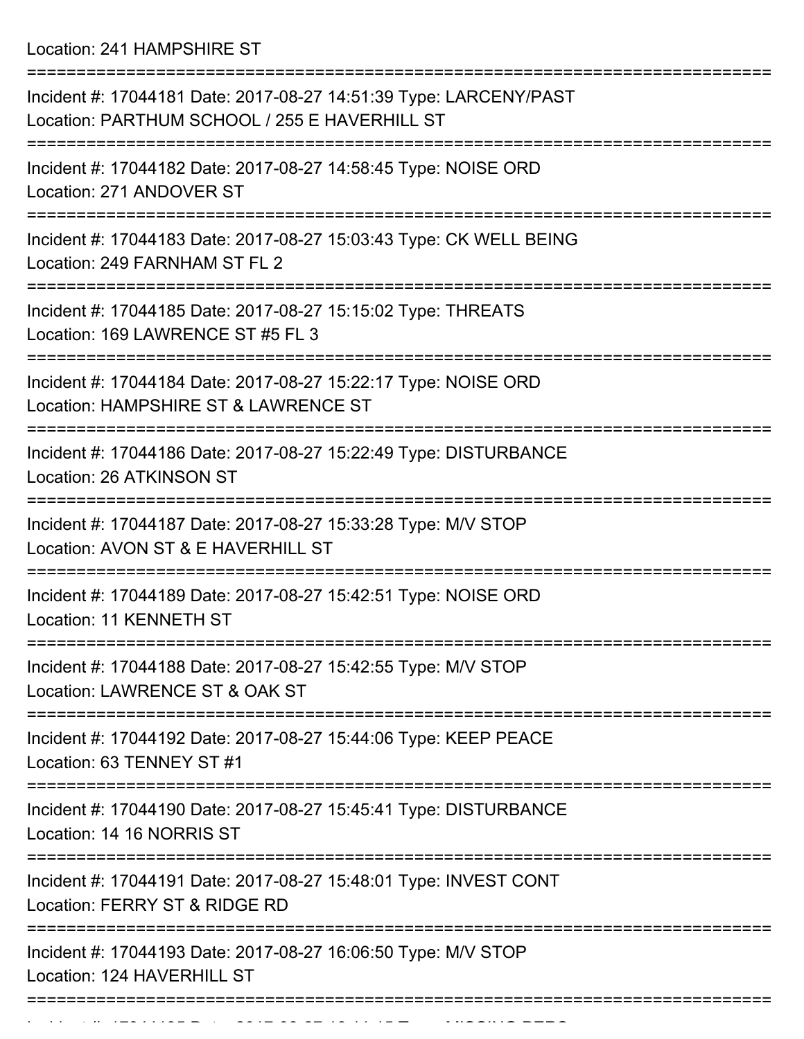Location: 241 HAMPSHIRE ST

===========================================================================

Incident #: 17044181 Date: 2017-08-27 14:51:39 Type: LARCENY/PAST
Location: PARTHUM SCHOOL / 255 E HAVERHILL ST

===========================================================================

Incident #: 17044182 Date: 2017-08-27 14:58:45 Type: NOISE ORD
Location: 271 ANDOVER ST

===========================================================================

Incident #: 17044183 Date: 2017-08-27 15:03:43 Type: CK WELL BEING
Location: 249 FARNHAM ST FL 2

===========================================================================

Incident #: 17044185 Date: 2017-08-27 15:15:02 Type: THREATS
Location: 169 LAWRENCE ST #5 FL 3

===========================================================================

Incident #: 17044184 Date: 2017-08-27 15:22:17 Type: NOISE ORD
Location: HAMPSHIRE ST & LAWRENCE ST

===========================================================================

Incident #: 17044186 Date: 2017-08-27 15:22:49 Type: DISTURBANCE
Location: 26 ATKINSON ST

===========================================================================

Incident #: 17044187 Date: 2017-08-27 15:33:28 Type: M/V STOP
Location: AVON ST & E HAVERHILL ST

===========================================================================

Incident #: 17044189 Date: 2017-08-27 15:42:51 Type: NOISE ORD
Location: 11 KENNETH ST

===========================================================================

Incident #: 17044188 Date: 2017-08-27 15:42:55 Type: M/V STOP
Location: LAWRENCE ST & OAK ST

===========================================================================

Incident #: 17044192 Date: 2017-08-27 15:44:06 Type: KEEP PEACE
Location: 63 TENNEY ST #1

===========================================================================

Incident #: 17044190 Date: 2017-08-27 15:45:41 Type: DISTURBANCE
Location: 14 16 NORRIS ST

===========================================================================

Incident #: 17044191 Date: 2017-08-27 15:48:01 Type: INVEST CONT
Location: FERRY ST & RIDGE RD

===========================================================================

Incident #: 17044193 Date: 2017-08-27 16:06:50 Type: M/V STOP
Location: 124 HAVERHILL ST

===========================================================================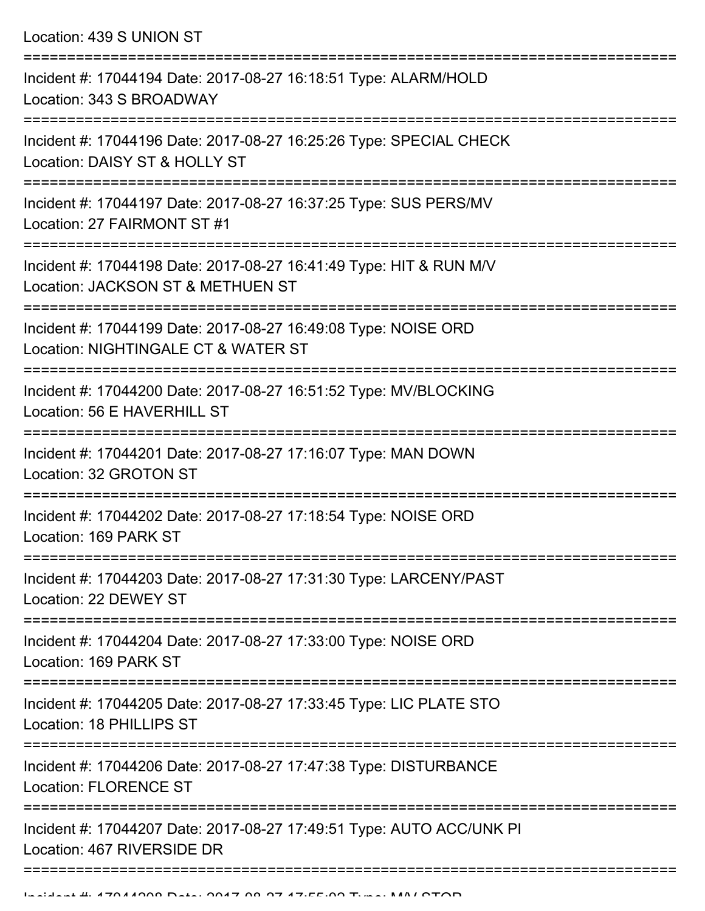Location: 439 S UNION ST

===========================================================================

Incident #: 17044194 Date: 2017-08-27 16:18:51 Type: ALARM/HOLD
Location: 343 S BROADWAY

===========================================================================

Incident #: 17044196 Date: 2017-08-27 16:25:26 Type: SPECIAL CHECK
Location: DAISY ST & HOLLY ST

===========================================================================

Incident #: 17044197 Date: 2017-08-27 16:37:25 Type: SUS PERS/MV
Location: 27 FAIRMONT ST #1

===========================================================================

Incident #: 17044198 Date: 2017-08-27 16:41:49 Type: HIT & RUN M/V
Location: JACKSON ST & METHUEN ST

===========================================================================

Incident #: 17044199 Date: 2017-08-27 16:49:08 Type: NOISE ORD
Location: NIGHTINGALE CT & WATER ST

===========================================================================

Incident #: 17044200 Date: 2017-08-27 16:51:52 Type: MV/BLOCKING
Location: 56 E HAVERHILL ST

===========================================================================

Incident #: 17044201 Date: 2017-08-27 17:16:07 Type: MAN DOWN
Location: 32 GROTON ST

===========================================================================

Incident #: 17044202 Date: 2017-08-27 17:18:54 Type: NOISE ORD
Location: 169 PARK ST

===========================================================================

Incident #: 17044203 Date: 2017-08-27 17:31:30 Type: LARCENY/PAST
Location: 22 DEWEY ST

===========================================================================

Incident #: 17044204 Date: 2017-08-27 17:33:00 Type: NOISE ORD
Location: 169 PARK ST

===========================================================================

Incident #: 17044205 Date: 2017-08-27 17:33:45 Type: LIC PLATE STO
Location: 18 PHILLIPS ST

===========================================================================

Incident #: 17044206 Date: 2017-08-27 17:47:38 Type: DISTURBANCE
Location: FLORENCE ST

===========================================================================

Incident #: 17044207 Date: 2017-08-27 17:49:51 Type: AUTO ACC/UNK PI
Location: 467 RIVERSIDE DR

===========================================================================

Incident #: 17044208 Date: 2017-08-27 17:55:02 Type: M/V STOP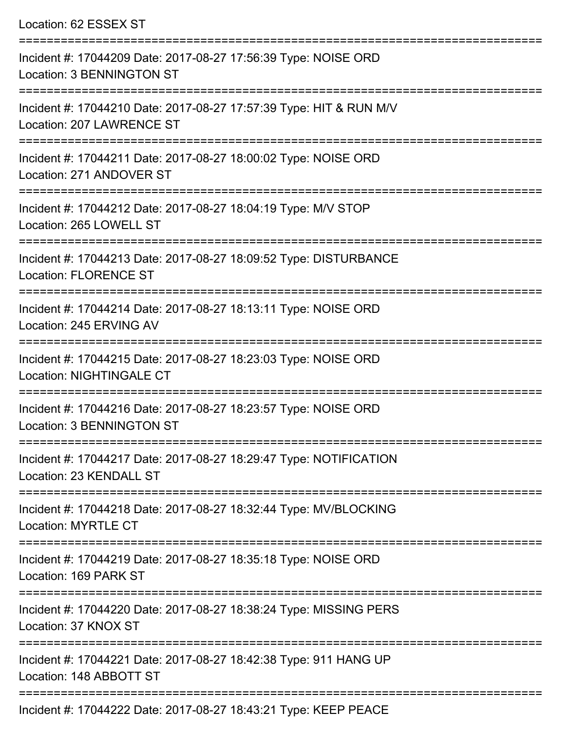Location: 62 ESSEX ST

===========================================================================

Incident #: 17044209 Date: 2017-08-27 17:56:39 Type: NOISE ORD
Location: 3 BENNINGTON ST

===========================================================================

Incident #: 17044210 Date: 2017-08-27 17:57:39 Type: HIT & RUN M/V
Location: 207 LAWRENCE ST

===========================================================================

Incident #: 17044211 Date: 2017-08-27 18:00:02 Type: NOISE ORD
Location: 271 ANDOVER ST

===========================================================================

Incident #: 17044212 Date: 2017-08-27 18:04:19 Type: M/V STOP
Location: 265 LOWELL ST

===========================================================================

Incident #: 17044213 Date: 2017-08-27 18:09:52 Type: DISTURBANCE
Location: FLORENCE ST

===========================================================================

Incident #: 17044214 Date: 2017-08-27 18:13:11 Type: NOISE ORD
Location: 245 ERVING AV

===========================================================================

Incident #: 17044215 Date: 2017-08-27 18:23:03 Type: NOISE ORD
Location: NIGHTINGALE CT

===========================================================================

Incident #: 17044216 Date: 2017-08-27 18:23:57 Type: NOISE ORD
Location: 3 BENNINGTON ST

===========================================================================

Incident #: 17044217 Date: 2017-08-27 18:29:47 Type: NOTIFICATION
Location: 23 KENDALL ST

===========================================================================

Incident #: 17044218 Date: 2017-08-27 18:32:44 Type: MV/BLOCKING
Location: MYRTLE CT

===========================================================================

Incident #: 17044219 Date: 2017-08-27 18:35:18 Type: NOISE ORD
Location: 169 PARK ST

===========================================================================

Incident #: 17044220 Date: 2017-08-27 18:38:24 Type: MISSING PERS
Location: 37 KNOX ST

===========================================================================

Incident #: 17044221 Date: 2017-08-27 18:42:38 Type: 911 HANG UP
Location: 148 ABBOTT ST

===========================================================================

Incident #: 17044222 Date: 2017-08-27 18:43:21 Type: KEEP PEACE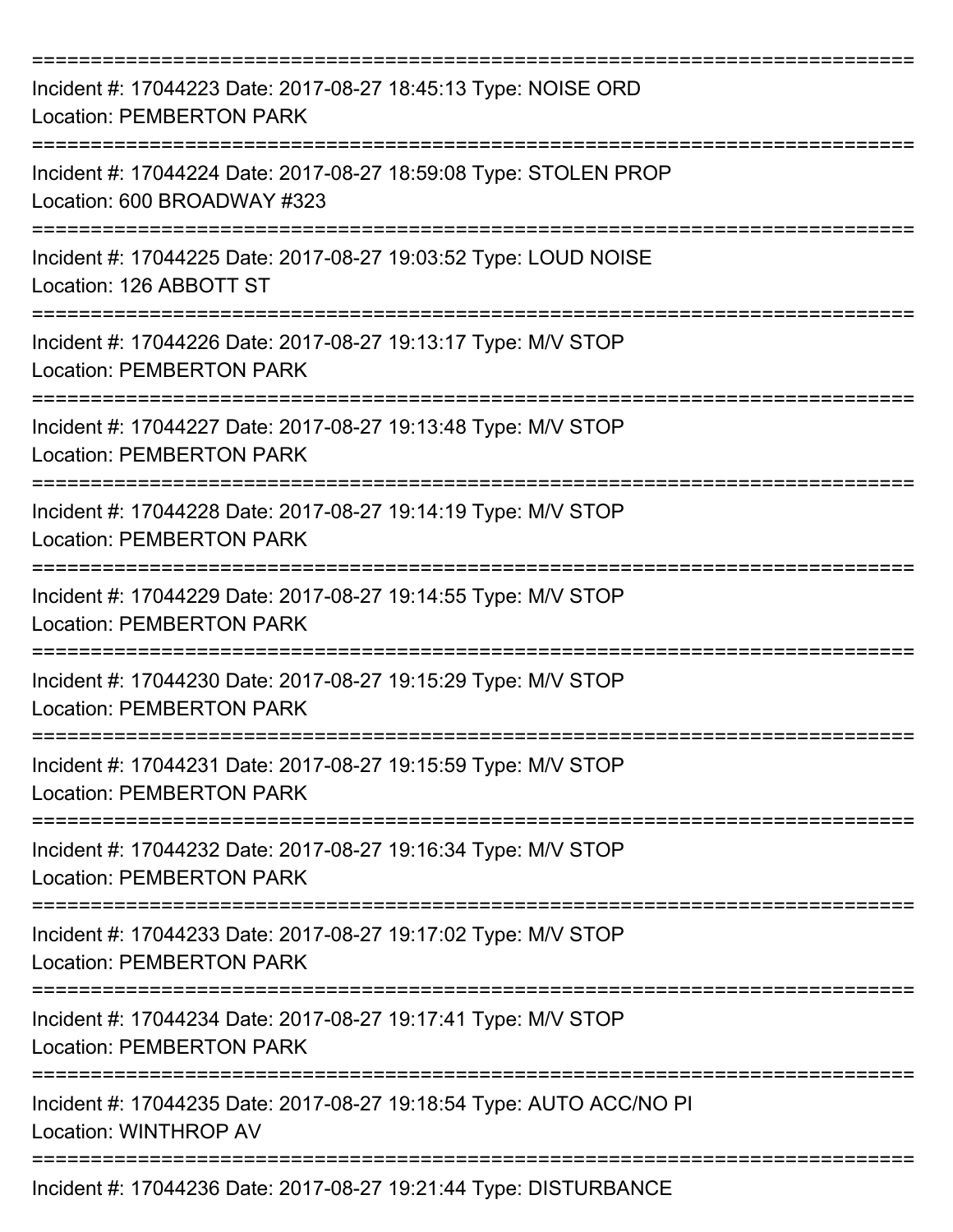===========================================================================

Incident #: 17044223 Date: 2017-08-27 18:45:13 Type: NOISE ORD
Location: PEMBERTON PARK

===========================================================================

Incident #: 17044224 Date: 2017-08-27 18:59:08 Type: STOLEN PROP
Location: 600 BROADWAY #323

===========================================================================

Incident #: 17044225 Date: 2017-08-27 19:03:52 Type: LOUD NOISE
Location: 126 ABBOTT ST

===========================================================================

Incident #: 17044226 Date: 2017-08-27 19:13:17 Type: M/V STOP
Location: PEMBERTON PARK

===========================================================================

Incident #: 17044227 Date: 2017-08-27 19:13:48 Type: M/V STOP
Location: PEMBERTON PARK

===========================================================================

Incident #: 17044228 Date: 2017-08-27 19:14:19 Type: M/V STOP
Location: PEMBERTON PARK

===========================================================================

Incident #: 17044229 Date: 2017-08-27 19:14:55 Type: M/V STOP
Location: PEMBERTON PARK

===========================================================================

Incident #: 17044230 Date: 2017-08-27 19:15:29 Type: M/V STOP
Location: PEMBERTON PARK

===========================================================================

Incident #: 17044231 Date: 2017-08-27 19:15:59 Type: M/V STOP
Location: PEMBERTON PARK

===========================================================================

Incident #: 17044232 Date: 2017-08-27 19:16:34 Type: M/V STOP
Location: PEMBERTON PARK

===========================================================================

Incident #: 17044233 Date: 2017-08-27 19:17:02 Type: M/V STOP
Location: PEMBERTON PARK

===========================================================================

Incident #: 17044234 Date: 2017-08-27 19:17:41 Type: M/V STOP
Location: PEMBERTON PARK

===========================================================================

Incident #: 17044235 Date: 2017-08-27 19:18:54 Type: AUTO ACC/NO PI
Location: WINTHROP AV

===========================================================================

Incident #: 17044236 Date: 2017-08-27 19:21:44 Type: DISTURBANCE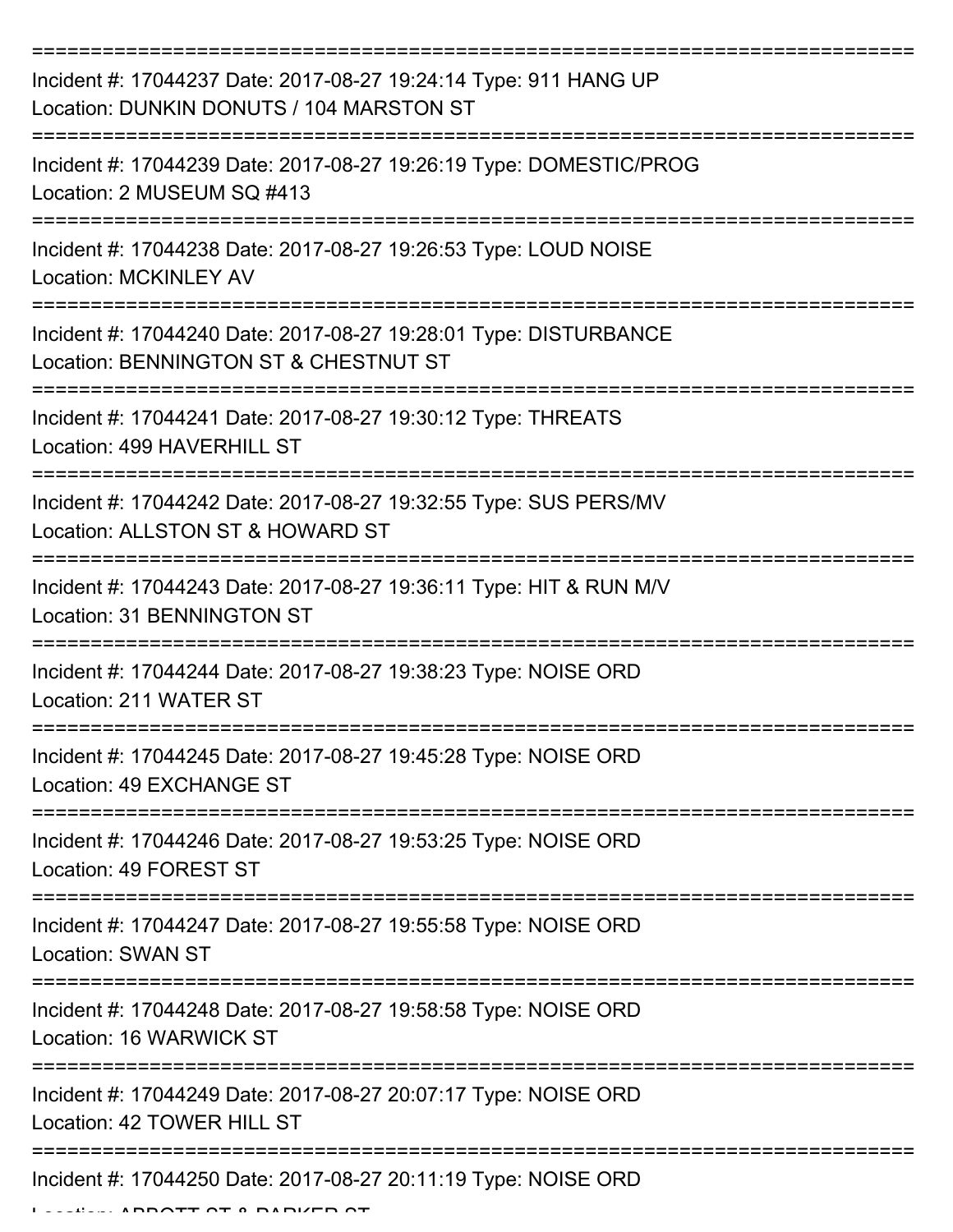===========================================================================

Incident #: 17044237 Date: 2017-08-27 19:24:14 Type: 911 HANG UP
Location: DUNKIN DONUTS / 104 MARSTON ST

===========================================================================

Incident #: 17044239 Date: 2017-08-27 19:26:19 Type: DOMESTIC/PROG
Location: 2 MUSEUM SQ #413

===========================================================================

Incident #: 17044238 Date: 2017-08-27 19:26:53 Type: LOUD NOISE
Location: MCKINLEY AV

===========================================================================

Incident #: 17044240 Date: 2017-08-27 19:28:01 Type: DISTURBANCE
Location: BENNINGTON ST & CHESTNUT ST

===========================================================================

Incident #: 17044241 Date: 2017-08-27 19:30:12 Type: THREATS
Location: 499 HAVERHILL ST

===========================================================================

Incident #: 17044242 Date: 2017-08-27 19:32:55 Type: SUS PERS/MV
Location: ALLSTON ST & HOWARD ST

===========================================================================

Incident #: 17044243 Date: 2017-08-27 19:36:11 Type: HIT & RUN M/V
Location: 31 BENNINGTON ST

===========================================================================

Incident #: 17044244 Date: 2017-08-27 19:38:23 Type: NOISE ORD
Location: 211 WATER ST

===========================================================================

Incident #: 17044245 Date: 2017-08-27 19:45:28 Type: NOISE ORD
Location: 49 EXCHANGE ST

===========================================================================

Incident #: 17044246 Date: 2017-08-27 19:53:25 Type: NOISE ORD
Location: 49 FOREST ST

===========================================================================

Incident #: 17044247 Date: 2017-08-27 19:55:58 Type: NOISE ORD
Location: SWAN ST

===========================================================================

Incident #: 17044248 Date: 2017-08-27 19:58:58 Type: NOISE ORD
Location: 16 WARWICK ST

===========================================================================

Incident #: 17044249 Date: 2017-08-27 20:07:17 Type: NOISE ORD
Location: 42 TOWER HILL ST

===========================================================================

Incident #: 17044250 Date: 2017-08-27 20:11:19 Type: NOISE ORD
Location: ABBOTT ST & PARKER ST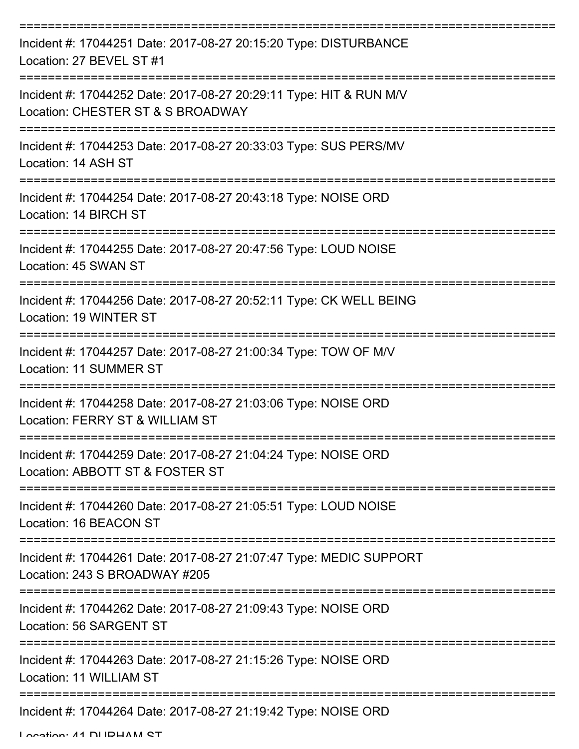===========================================================================
Incident #: 17044251 Date: 2017-08-27 20:15:20 Type: DISTURBANCE
Location: 27 BEVEL ST #1
===========================================================================
Incident #: 17044252 Date: 2017-08-27 20:29:11 Type: HIT & RUN M/V
Location: CHESTER ST & S BROADWAY
===========================================================================
Incident #: 17044253 Date: 2017-08-27 20:33:03 Type: SUS PERS/MV
Location: 14 ASH ST
===========================================================================
Incident #: 17044254 Date: 2017-08-27 20:43:18 Type: NOISE ORD
Location: 14 BIRCH ST
===========================================================================
Incident #: 17044255 Date: 2017-08-27 20:47:56 Type: LOUD NOISE
Location: 45 SWAN ST
===========================================================================
Incident #: 17044256 Date: 2017-08-27 20:52:11 Type: CK WELL BEING
Location: 19 WINTER ST
===========================================================================
Incident #: 17044257 Date: 2017-08-27 21:00:34 Type: TOW OF M/V
Location: 11 SUMMER ST
===========================================================================
Incident #: 17044258 Date: 2017-08-27 21:03:06 Type: NOISE ORD
Location: FERRY ST & WILLIAM ST
===========================================================================
Incident #: 17044259 Date: 2017-08-27 21:04:24 Type: NOISE ORD
Location: ABBOTT ST & FOSTER ST
===========================================================================
Incident #: 17044260 Date: 2017-08-27 21:05:51 Type: LOUD NOISE
Location: 16 BEACON ST
===========================================================================
Incident #: 17044261 Date: 2017-08-27 21:07:47 Type: MEDIC SUPPORT
Location: 243 S BROADWAY #205
===========================================================================
Incident #: 17044262 Date: 2017-08-27 21:09:43 Type: NOISE ORD
Location: 56 SARGENT ST
===========================================================================
Incident #: 17044263 Date: 2017-08-27 21:15:26 Type: NOISE ORD
Location: 11 WILLIAM ST
===========================================================================
Incident #: 17044264 Date: 2017-08-27 21:19:42 Type: NOISE ORD
Location: 41 DURHAM ST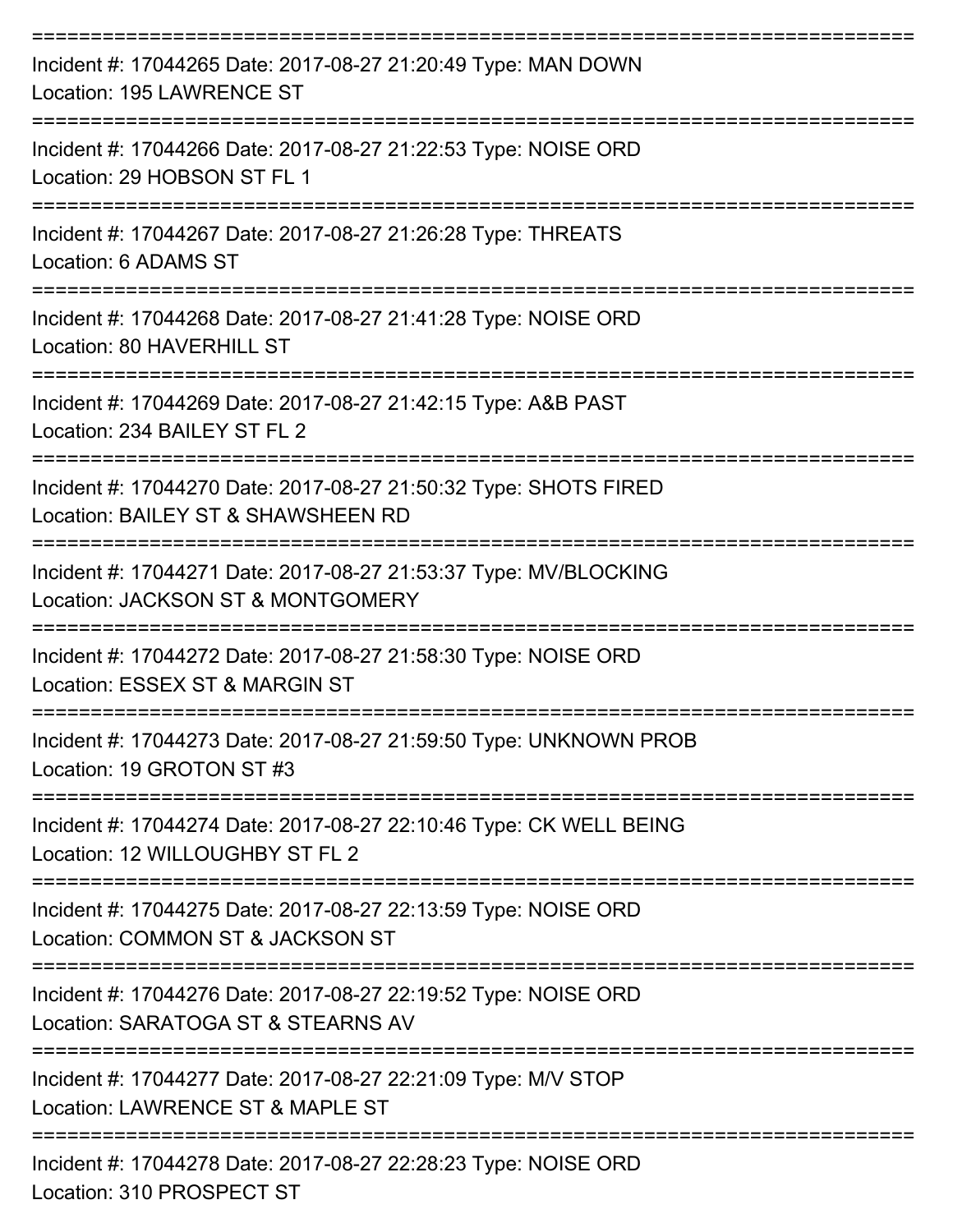===========================================================================

Incident #: 17044265 Date: 2017-08-27 21:20:49 Type: MAN DOWN
Location: 195 LAWRENCE ST

===========================================================================

Incident #: 17044266 Date: 2017-08-27 21:22:53 Type: NOISE ORD
Location: 29 HOBSON ST FL 1

===========================================================================

Incident #: 17044267 Date: 2017-08-27 21:26:28 Type: THREATS
Location: 6 ADAMS ST

===========================================================================

Incident #: 17044268 Date: 2017-08-27 21:41:28 Type: NOISE ORD
Location: 80 HAVERHILL ST

===========================================================================

Incident #: 17044269 Date: 2017-08-27 21:42:15 Type: A&B PAST
Location: 234 BAILEY ST FL 2

===========================================================================

Incident #: 17044270 Date: 2017-08-27 21:50:32 Type: SHOTS FIRED
Location: BAILEY ST & SHAWSHEEN RD

===========================================================================

Incident #: 17044271 Date: 2017-08-27 21:53:37 Type: MV/BLOCKING
Location: JACKSON ST & MONTGOMERY

===========================================================================

Incident #: 17044272 Date: 2017-08-27 21:58:30 Type: NOISE ORD
Location: ESSEX ST & MARGIN ST

===========================================================================

Incident #: 17044273 Date: 2017-08-27 21:59:50 Type: UNKNOWN PROB
Location: 19 GROTON ST #3

===========================================================================

Incident #: 17044274 Date: 2017-08-27 22:10:46 Type: CK WELL BEING
Location: 12 WILLOUGHBY ST FL 2

===========================================================================

Incident #: 17044275 Date: 2017-08-27 22:13:59 Type: NOISE ORD
Location: COMMON ST & JACKSON ST

===========================================================================

Incident #: 17044276 Date: 2017-08-27 22:19:52 Type: NOISE ORD
Location: SARATOGA ST & STEARNS AV

===========================================================================

Incident #: 17044277 Date: 2017-08-27 22:21:09 Type: M/V STOP
Location: LAWRENCE ST & MAPLE ST

===========================================================================

Incident #: 17044278 Date: 2017-08-27 22:28:23 Type: NOISE ORD
Location: 310 PROSPECT ST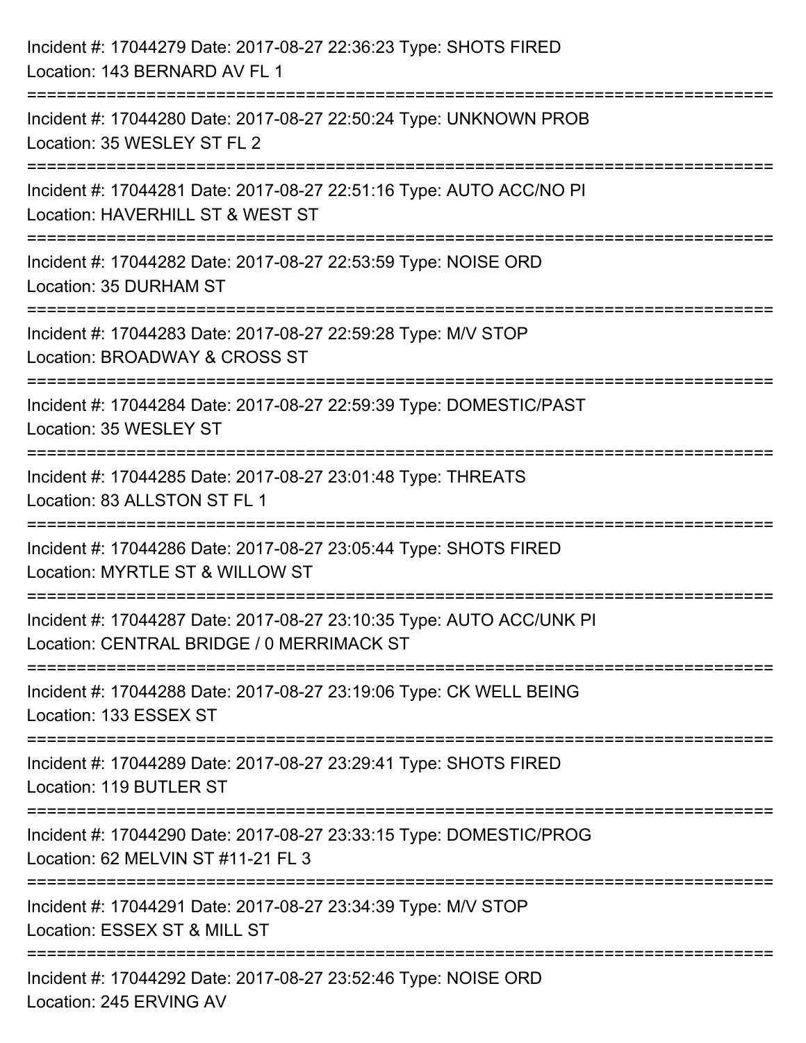Incident #: 17044279 Date: 2017-08-27 22:36:23 Type: SHOTS FIRED
Location: 143 BERNARD AV FL 1

===========================================================================

Incident #: 17044280 Date: 2017-08-27 22:50:24 Type: UNKNOWN PROB
Location: 35 WESLEY ST FL 2

===========================================================================

Incident #: 17044281 Date: 2017-08-27 22:51:16 Type: AUTO ACC/NO PI
Location: HAVERHILL ST & WEST ST

===========================================================================

Incident #: 17044282 Date: 2017-08-27 22:53:59 Type: NOISE ORD
Location: 35 DURHAM ST

===========================================================================

Incident #: 17044283 Date: 2017-08-27 22:59:28 Type: M/V STOP
Location: BROADWAY & CROSS ST

===========================================================================

Incident #: 17044284 Date: 2017-08-27 22:59:39 Type: DOMESTIC/PAST
Location: 35 WESLEY ST

===========================================================================

Incident #: 17044285 Date: 2017-08-27 23:01:48 Type: THREATS
Location: 83 ALLSTON ST FL 1

===========================================================================

Incident #: 17044286 Date: 2017-08-27 23:05:44 Type: SHOTS FIRED
Location: MYRTLE ST & WILLOW ST

===========================================================================

Incident #: 17044287 Date: 2017-08-27 23:10:35 Type: AUTO ACC/UNK PI
Location: CENTRAL BRIDGE / 0 MERRIMACK ST

===========================================================================

Incident #: 17044288 Date: 2017-08-27 23:19:06 Type: CK WELL BEING
Location: 133 ESSEX ST

===========================================================================

Incident #: 17044289 Date: 2017-08-27 23:29:41 Type: SHOTS FIRED
Location: 119 BUTLER ST

===========================================================================

Incident #: 17044290 Date: 2017-08-27 23:33:15 Type: DOMESTIC/PROG
Location: 62 MELVIN ST #11-21 FL 3

===========================================================================

Incident #: 17044291 Date: 2017-08-27 23:34:39 Type: M/V STOP
Location: ESSEX ST & MILL ST

===========================================================================

Incident #: 17044292 Date: 2017-08-27 23:52:46 Type: NOISE ORD
Location: 245 ERVING AV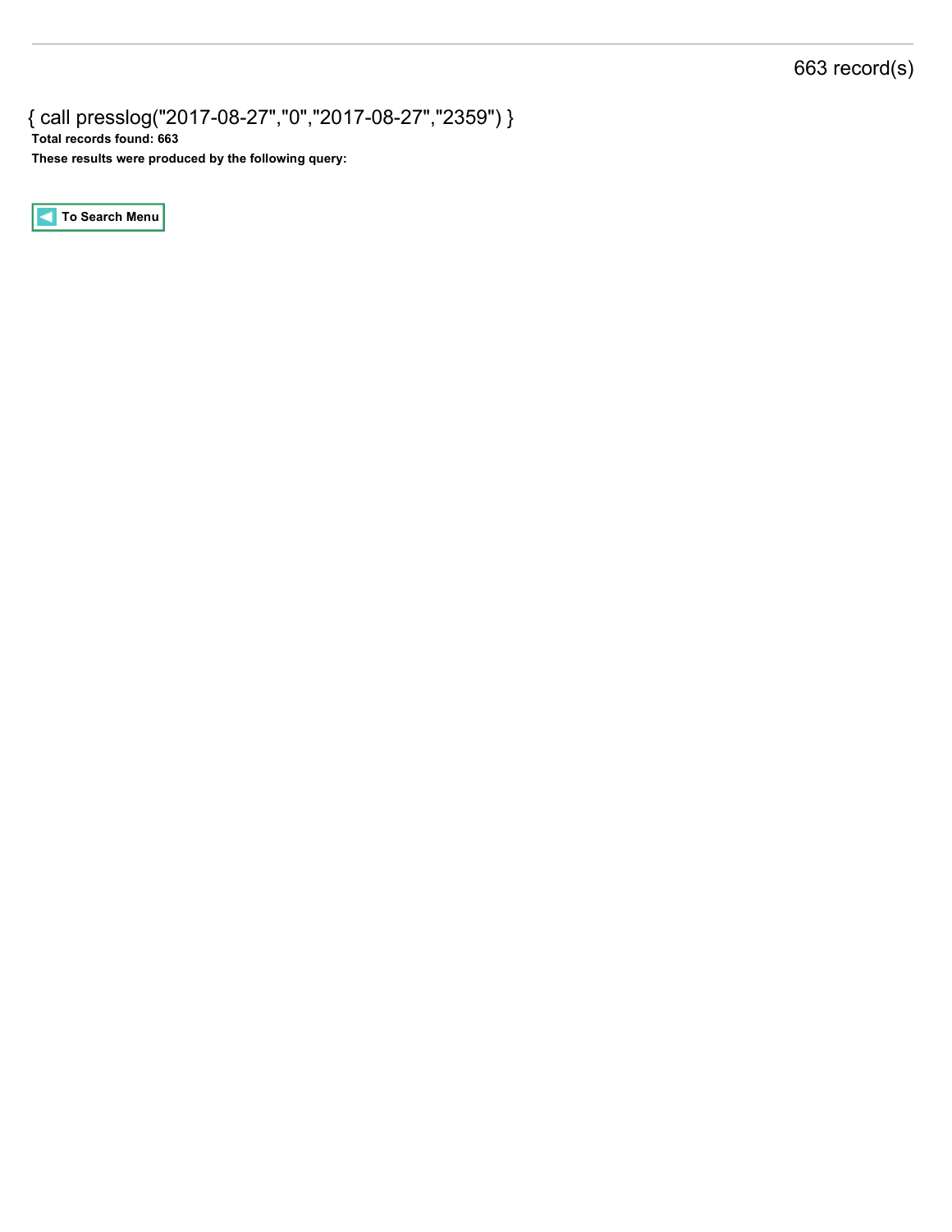663 record(s)

{ call presslog("2017-08-27","0","2017-08-27","2359") }

**Total records found: 663**

**These results were produced by the following query:**

**To Search Menu**